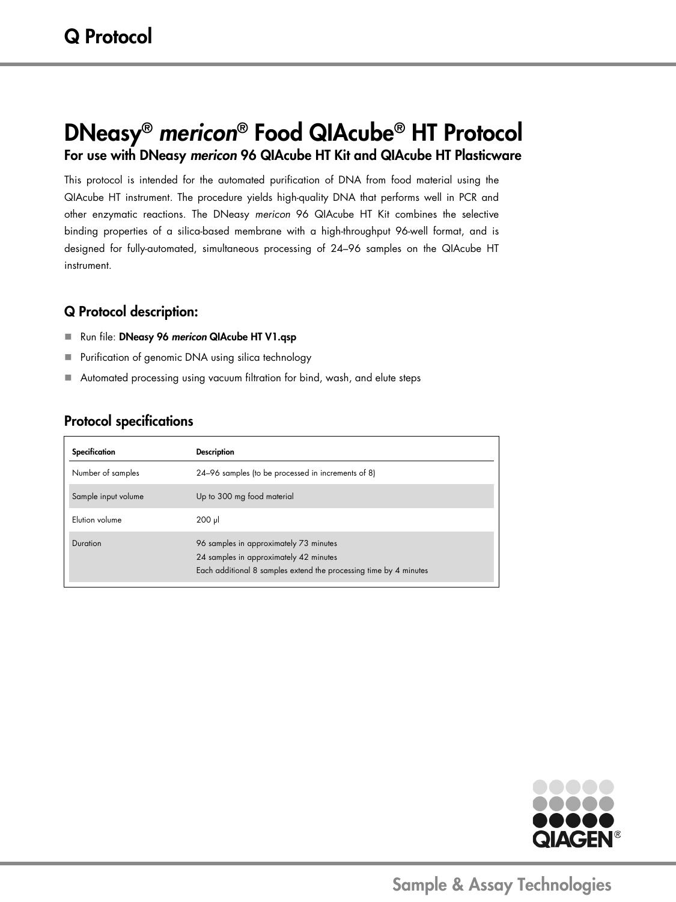# Q Protocol

# DNeasy® *mericon*® Food QIAcube® HT Protocol

## For use with DNeasy *mericon* 96 QIAcube HT Kit and QIAcube HT Plasticware

This protocol is intended for the automated purification of DNA from food material using the QIAcube HT instrument. The procedure yields high-quality DNA that performs well in PCR and other enzymatic reactions. The DNeasy *mericon* 96 QIAcube HT Kit combines the selective binding properties of a silica-based membrane with a high-throughput 96-well format, and is designed for fully-automated, simultaneous processing of 24–96 samples on the QIAcube HT instrument.

### Q Protocol description:

- Run file: **DNeasy 96 *mericon* QIAcube HT V1.qsp**
- Purification of genomic DNA using silica technology
- Automated processing using vacuum filtration for bind, wash, and elute steps

### Protocol specifications

| Specification | Description |
|---|---|
| Number of samples | 24–96 samples (to be processed in increments of 8) |
| Sample input volume | Up to 300 mg food material |
| Elution volume | 200 µl |
| Duration | 96 samples in approximately 73 minutes<br>24 samples in approximately 42 minutes<br>Each additional 8 samples extend the processing time by 4 minutes |

QIAGEN®

Sample & Assay Technologies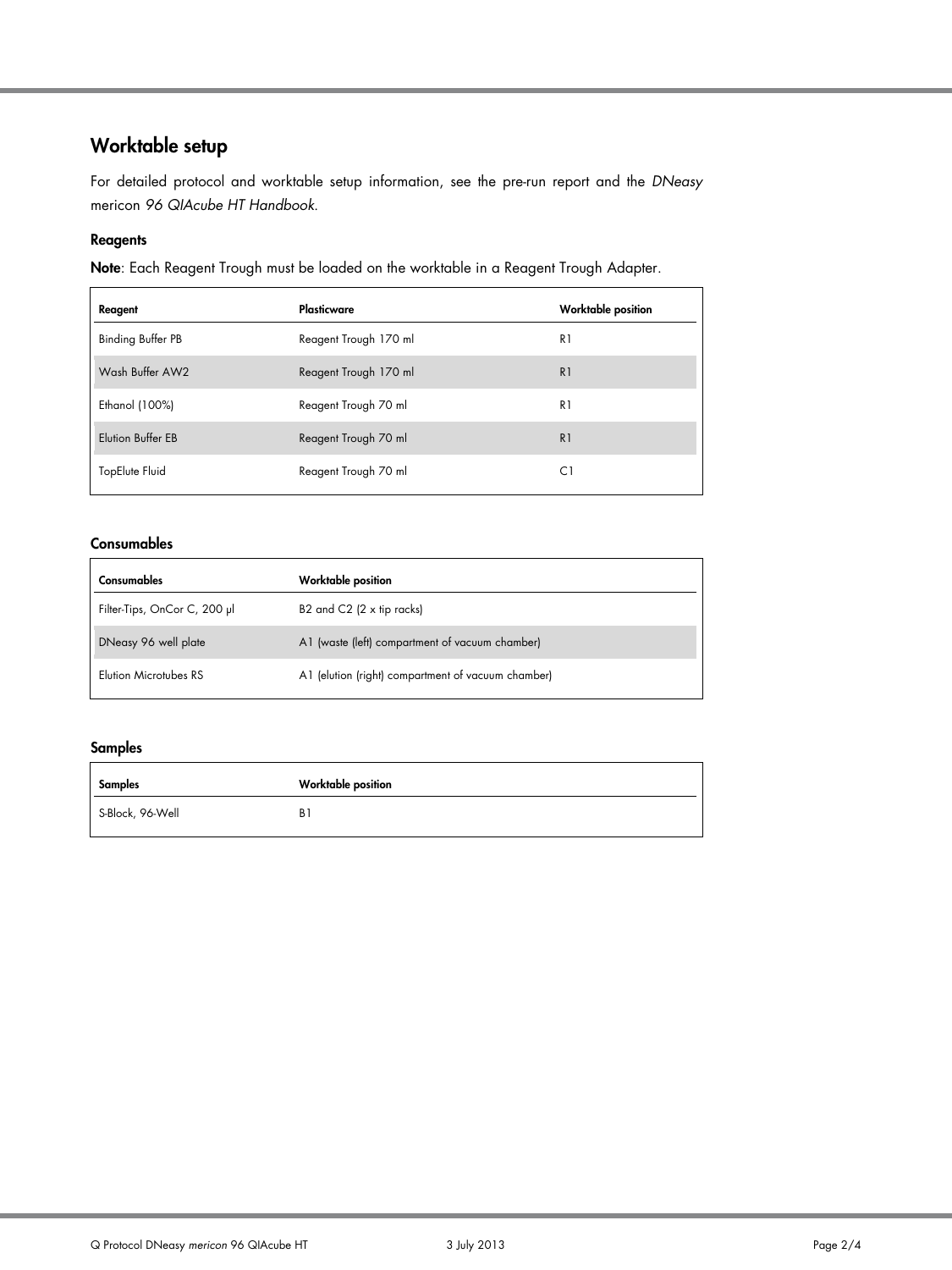## Worktable setup

For detailed protocol and worktable setup information, see the pre-run report and the *DNeasy* mericon *96 QIAcube HT Handbook*.

### Reagents

**Note**: Each Reagent Trough must be loaded on the worktable in a Reagent Trough Adapter.

| Reagent | Plasticware | Worktable position |
|---|---|---|
| Binding Buffer PB | Reagent Trough 170 ml | R1 |
| Wash Buffer AW2 | Reagent Trough 170 ml | R1 |
| Ethanol (100%) | Reagent Trough 70 ml | R1 |
| Elution Buffer EB | Reagent Trough 70 ml | R1 |
| TopElute Fluid | Reagent Trough 70 ml | C1 |

### Consumables

| Consumables | Worktable position |
|---|---|
| Filter-Tips, OnCor C, 200 µl | B2 and C2 (2 x tip racks) |
| DNeasy 96 well plate | A1 (waste (left) compartment of vacuum chamber) |
| Elution Microtubes RS | A1 (elution (right) compartment of vacuum chamber) |

### Samples

| Samples | Worktable position |
|---|---|
| S-Block, 96-Well | B1 |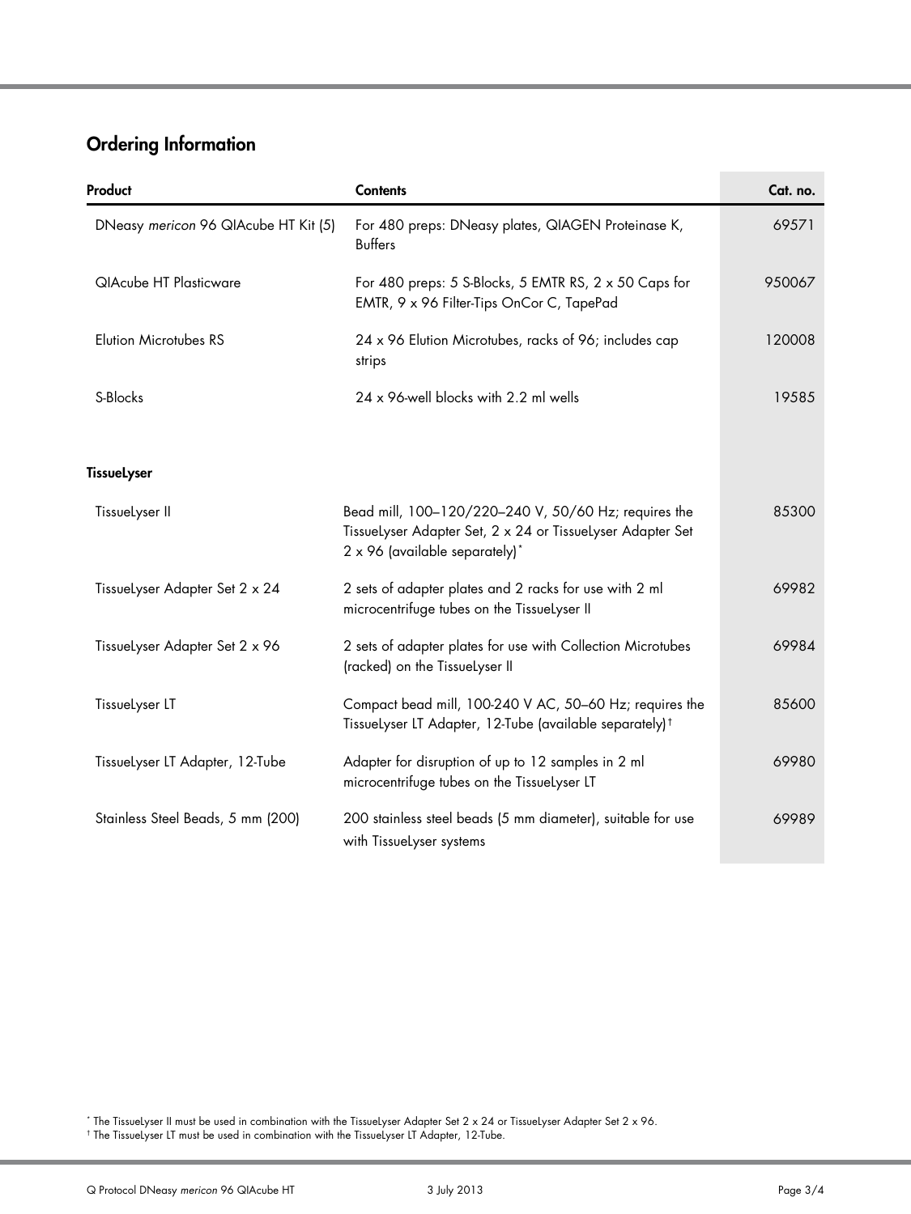## Ordering Information

| Product | Contents | Cat. no. |
|---|---|---|
| DNeasy *mericon* 96 QIAcube HT Kit (5) | For 480 preps: DNeasy plates, QIAGEN Proteinase K, Buffers | 69571 |
| QIAcube HT Plasticware | For 480 preps: 5 S-Blocks, 5 EMTR RS, 2 x 50 Caps for EMTR, 9 x 96 Filter-Tips OnCor C, TapePad | 950067 |
| Elution Microtubes RS | 24 x 96 Elution Microtubes, racks of 96; includes cap strips | 120008 |
| S-Blocks | 24 x 96-well blocks with 2.2 ml wells | 19585 |
| **TissueLyser** | | |
| TissueLyser II | Bead mill, 100–120/220–240 V, 50/60 Hz; requires the TissueLyser Adapter Set, 2 x 24 or TissueLyser Adapter Set 2 x 96 (available separately)* | 85300 |
| TissueLyser Adapter Set 2 x 24 | 2 sets of adapter plates and 2 racks for use with 2 ml microcentrifuge tubes on the TissueLyser II | 69982 |
| TissueLyser Adapter Set 2 x 96 | 2 sets of adapter plates for use with Collection Microtubes (racked) on the TissueLyser II | 69984 |
| TissueLyser LT | Compact bead mill, 100-240 V AC, 50–60 Hz; requires the TissueLyser LT Adapter, 12-Tube (available separately)† | 85600 |
| TissueLyser LT Adapter, 12-Tube | Adapter for disruption of up to 12 samples in 2 ml microcentrifuge tubes on the TissueLyser LT | 69980 |
| Stainless Steel Beads, 5 mm (200) | 200 stainless steel beads (5 mm diameter), suitable for use with TissueLyser systems | 69989 |

\* The TissueLyser II must be used in combination with the TissueLyser Adapter Set 2 x 24 or TissueLyser Adapter Set 2 x 96.

† The TissueLyser LT must be used in combination with the TissueLyser LT Adapter, 12-Tube.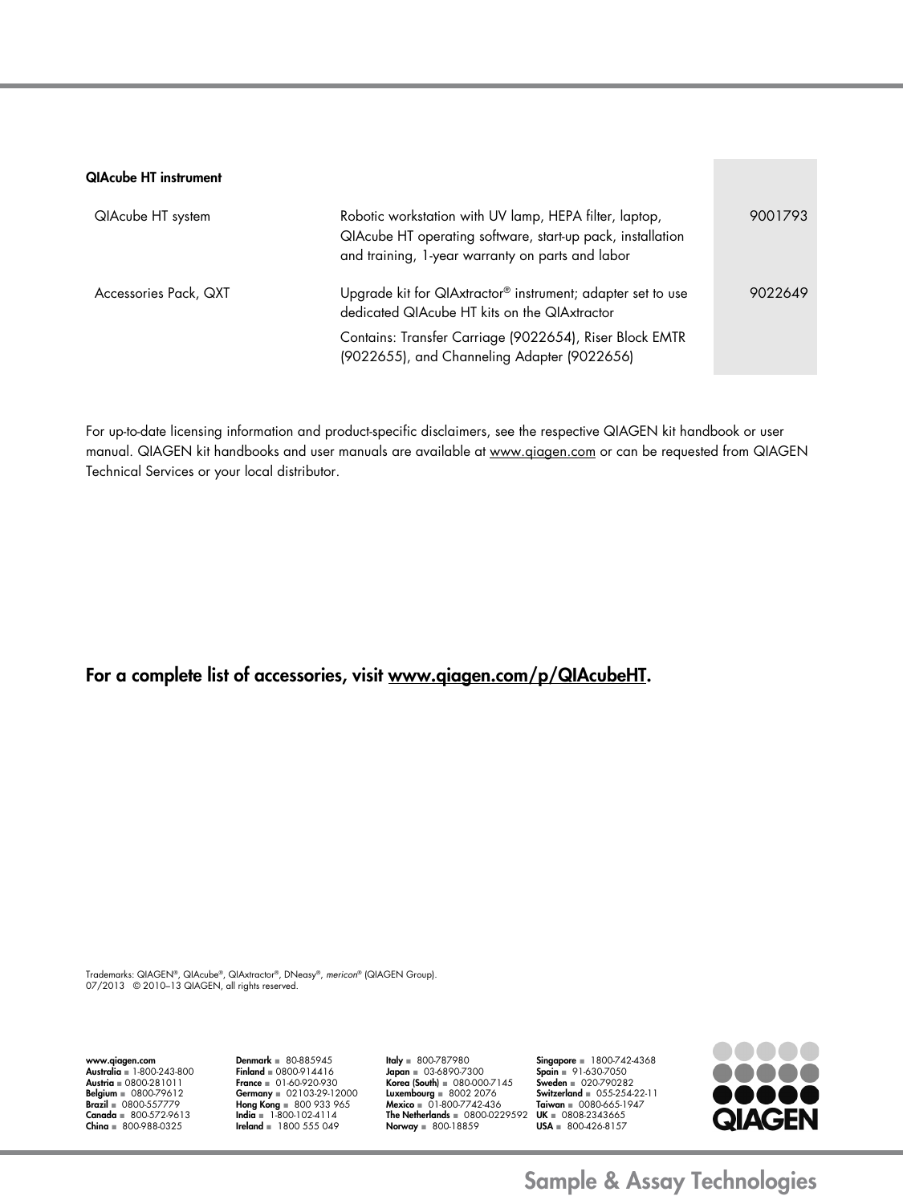| QIAcube HT instrument | | |
| --- | --- | --- |
| QIAcube HT system | Robotic workstation with UV lamp, HEPA filter, laptop, QIAcube HT operating software, start-up pack, installation and training, 1-year warranty on parts and labor | 9001793 |
| Accessories Pack, QXT | Upgrade kit for QIAxtractor® instrument; adapter set to use dedicated QIAcube HT kits on the QIAxtractor<br>Contains: Transfer Carriage (9022654), Riser Block EMTR (9022655), and Channeling Adapter (9022656) | 9022649 |

For up-to-date licensing information and product-specific disclaimers, see the respective QIAGEN kit handbook or user manual. QIAGEN kit handbooks and user manuals are available at www.qiagen.com or can be requested from QIAGEN Technical Services or your local distributor.

## For a complete list of accessories, visit www.qiagen.com/p/QIAcubeHT.

Trademarks: QIAGEN®, QIAcube®, QIAxtractor®, DNeasy®, *mericon*® (QIAGEN Group).
07/2013 © 2010–13 QIAGEN, all rights reserved.

www.qiagen.com
**Australia** ■ 1-800-243-800
**Austria** ■ 0800-281011
**Belgium** ■ 0800-79612
**Brazil** ■ 0800-557779
**Canada** ■ 800-572-9613
**China** ■ 800-988-0325
**Denmark** ■ 80-885945
**Finland** ■ 0800-914416
**France** ■ 01-60-920-930
**Germany** ■ 02103-29-12000
**Hong Kong** ■ 800 933 965
**India** ■ 1-800-102-4114
**Ireland** ■ 1800 555 049
**Italy** ■ 800-787980
**Japan** ■ 03-6890-7300
**Korea (South)** ■ 080-000-7145
**Luxembourg** ■ 8002 2076
**Mexico** ■ 01-800-7742-436
**The Netherlands** ■ 0800-0229592
**Norway** ■ 800-18859
**Singapore** ■ 1800-742-4368
**Spain** ■ 91-630-7050
**Sweden** ■ 020-790282
**Switzerland** ■ 055-254-22-11
**Taiwan** ■ 0080-665-1947
**UK** ■ 0808-2343665
**USA** ■ 800-426-8157

QIAGEN

Sample & Assay Technologies